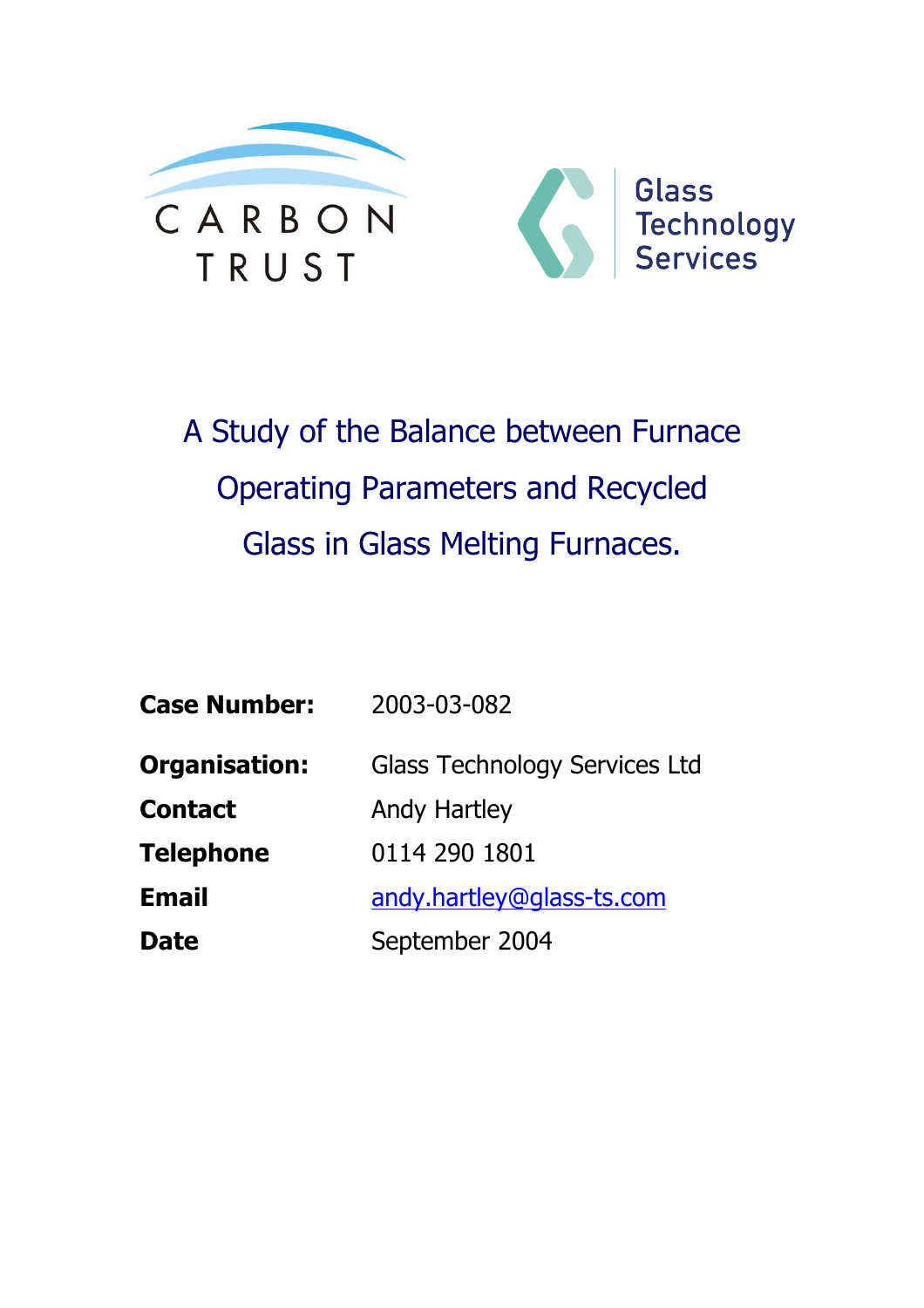CARBON TRUST

Glass Technology Services

# A Study of the Balance between Furnace Operating Parameters and Recycled Glass in Glass Melting Furnaces.

| | |
|---|---|
| **Case Number:** | 2003-03-082 |
| **Organisation:** | Glass Technology Services Ltd |
| **Contact** | Andy Hartley |
| **Telephone** | 0114 290 1801 |
| **Email** | andy.hartley@glass-ts.com |
| **Date** | September 2004 |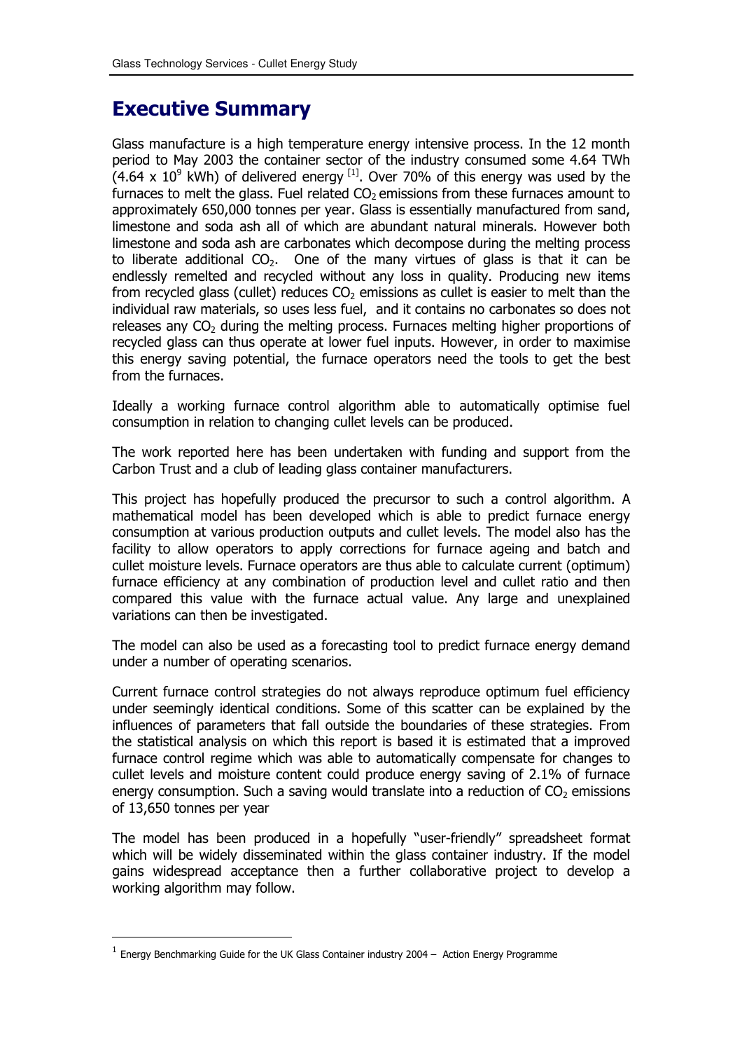# Executive Summary

Glass manufacture is a high temperature energy intensive process. In the 12 month period to May 2003 the container sector of the industry consumed some 4.64 TWh ($4.64 \times 10^9$ kWh) of delivered energy [1]. Over 70% of this energy was used by the furnaces to melt the glass. Fuel related $CO_2$ emissions from these furnaces amount to approximately 650,000 tonnes per year. Glass is essentially manufactured from sand, limestone and soda ash all of which are abundant natural minerals. However both limestone and soda ash are carbonates which decompose during the melting process to liberate additional $CO_2$. One of the many virtues of glass is that it can be endlessly remelted and recycled without any loss in quality. Producing new items from recycled glass (cullet) reduces $CO_2$ emissions as cullet is easier to melt than the individual raw materials, so uses less fuel, and it contains no carbonates so does not releases any $CO_2$ during the melting process. Furnaces melting higher proportions of recycled glass can thus operate at lower fuel inputs. However, in order to maximise this energy saving potential, the furnace operators need the tools to get the best from the furnaces.

Ideally a working furnace control algorithm able to automatically optimise fuel consumption in relation to changing cullet levels can be produced.

The work reported here has been undertaken with funding and support from the Carbon Trust and a club of leading glass container manufacturers.

This project has hopefully produced the precursor to such a control algorithm. A mathematical model has been developed which is able to predict furnace energy consumption at various production outputs and cullet levels. The model also has the facility to allow operators to apply corrections for furnace ageing and batch and cullet moisture levels. Furnace operators are thus able to calculate current (optimum) furnace efficiency at any combination of production level and cullet ratio and then compared this value with the furnace actual value. Any large and unexplained variations can then be investigated.

The model can also be used as a forecasting tool to predict furnace energy demand under a number of operating scenarios.

Current furnace control strategies do not always reproduce optimum fuel efficiency under seemingly identical conditions. Some of this scatter can be explained by the influences of parameters that fall outside the boundaries of these strategies. From the statistical analysis on which this report is based it is estimated that a improved furnace control regime which was able to automatically compensate for changes to cullet levels and moisture content could produce energy saving of 2.1% of furnace energy consumption. Such a saving would translate into a reduction of $CO_2$ emissions of 13,650 tonnes per year

The model has been produced in a hopefully "user-friendly" spreadsheet format which will be widely disseminated within the glass container industry. If the model gains widespread acceptance then a further collaborative project to develop a working algorithm may follow.

---

[1] Energy Benchmarking Guide for the UK Glass Container industry 2004 – Action Energy Programme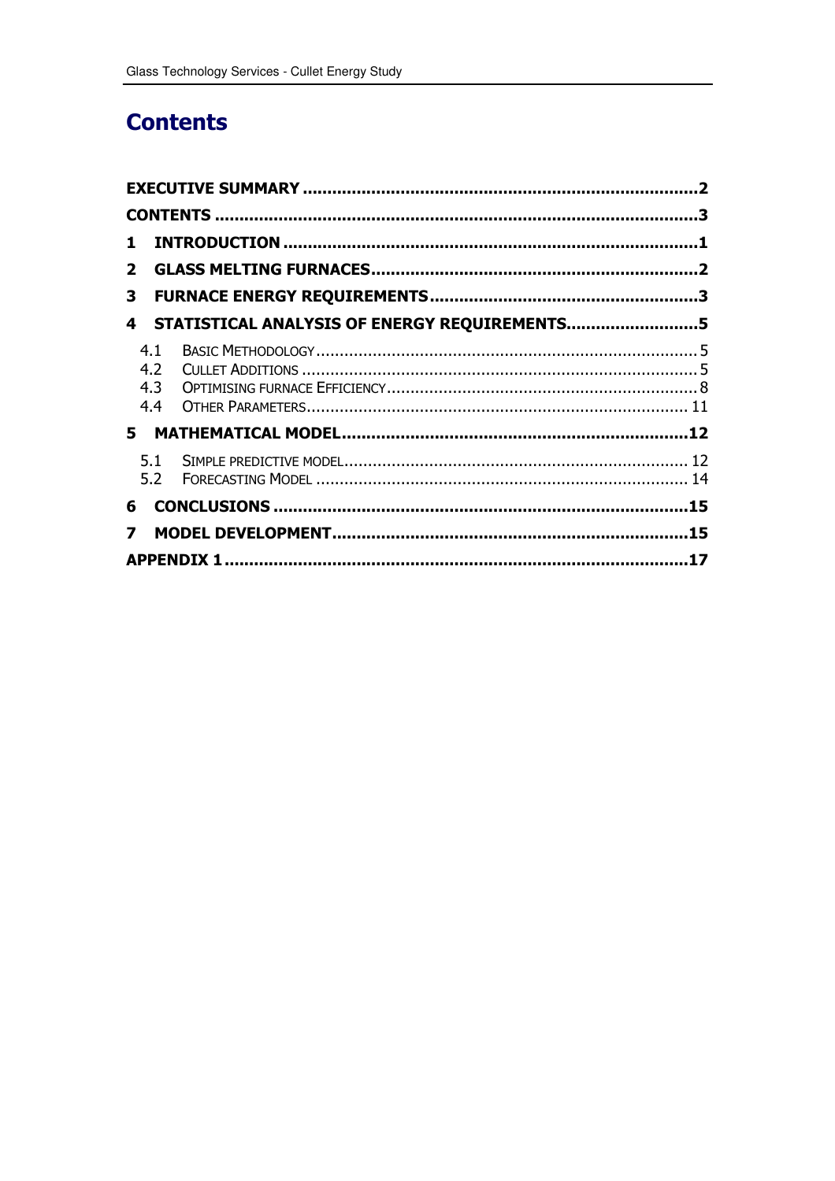# Contents

**EXECUTIVE SUMMARY** ........................................................................2

**CONTENTS** ........................................................................3

**1 INTRODUCTION** ........................................................................1

**2 GLASS MELTING FURNACES** ........................................................................2

**3 FURNACE ENERGY REQUIREMENTS** ........................................................................3

**4 STATISTICAL ANALYSIS OF ENERGY REQUIREMENTS** ........................................................................5

- 4.1 BASIC METHODOLOGY ........................................................................5
- 4.2 CULLET ADDITIONS ........................................................................5
- 4.3 OPTIMISING FURNACE EFFICIENCY ........................................................................8
- 4.4 OTHER PARAMETERS ........................................................................11

**5 MATHEMATICAL MODEL** ........................................................................12

- 5.1 SIMPLE PREDICTIVE MODEL ........................................................................12
- 5.2 FORECASTING MODEL ........................................................................14

**6 CONCLUSIONS** ........................................................................15

**7 MODEL DEVELOPMENT** ........................................................................15

**APPENDIX 1** ........................................................................17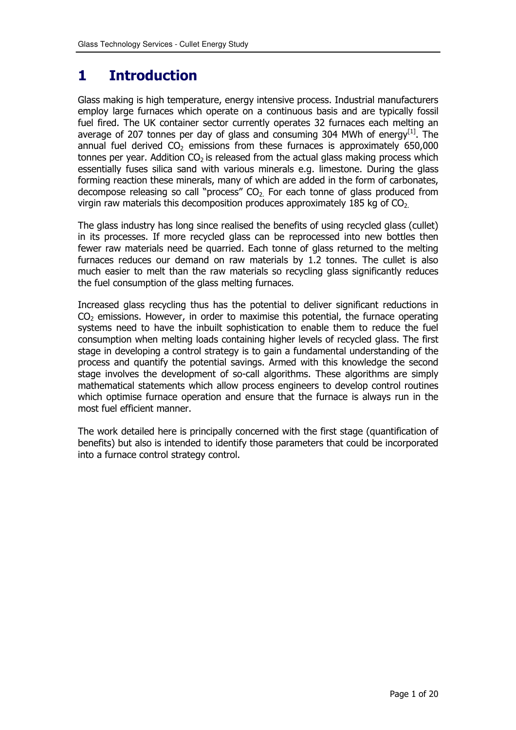# 1 Introduction

Glass making is high temperature, energy intensive process. Industrial manufacturers employ large furnaces which operate on a continuous basis and are typically fossil fuel fired. The UK container sector currently operates 32 furnaces each melting an average of 207 tonnes per day of glass and consuming 304 MWh of energy[1]. The annual fuel derived $CO_2$ emissions from these furnaces is approximately 650,000 tonnes per year. Addition $CO_2$ is released from the actual glass making process which essentially fuses silica sand with various minerals e.g. limestone. During the glass forming reaction these minerals, many of which are added in the form of carbonates, decompose releasing so call "process" $CO_2$. For each tonne of glass produced from virgin raw materials this decomposition produces approximately 185 kg of $CO_2$.

The glass industry has long since realised the benefits of using recycled glass (cullet) in its processes. If more recycled glass can be reprocessed into new bottles then fewer raw materials need be quarried. Each tonne of glass returned to the melting furnaces reduces our demand on raw materials by 1.2 tonnes. The cullet is also much easier to melt than the raw materials so recycling glass significantly reduces the fuel consumption of the glass melting furnaces.

Increased glass recycling thus has the potential to deliver significant reductions in $CO_2$ emissions. However, in order to maximise this potential, the furnace operating systems need to have the inbuilt sophistication to enable them to reduce the fuel consumption when melting loads containing higher levels of recycled glass. The first stage in developing a control strategy is to gain a fundamental understanding of the process and quantify the potential savings. Armed with this knowledge the second stage involves the development of so-call algorithms. These algorithms are simply mathematical statements which allow process engineers to develop control routines which optimise furnace operation and ensure that the furnace is always run in the most fuel efficient manner.

The work detailed here is principally concerned with the first stage (quantification of benefits) but also is intended to identify those parameters that could be incorporated into a furnace control strategy control.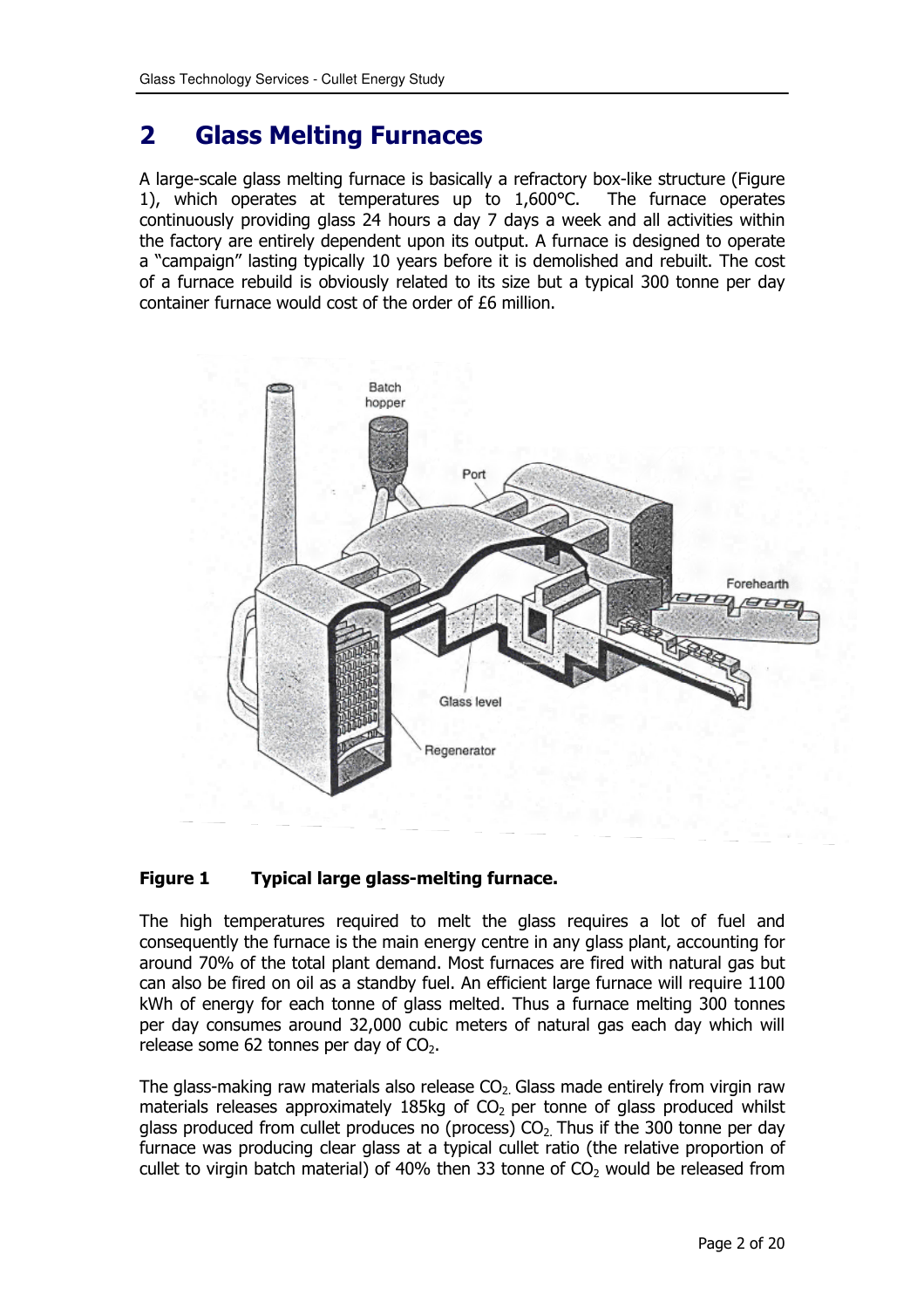## 2 Glass Melting Furnaces

A large-scale glass melting furnace is basically a refractory box-like structure (Figure 1), which operates at temperatures up to 1,600°C. The furnace operates continuously providing glass 24 hours a day 7 days a week and all activities within the factory are entirely dependent upon its output. A furnace is designed to operate a "campaign" lasting typically 10 years before it is demolished and rebuilt. The cost of a furnace rebuild is obviously related to its size but a typical 300 tonne per day container furnace would cost of the order of £6 million.

**Figure 1 Typical large glass-melting furnace.**

The high temperatures required to melt the glass requires a lot of fuel and consequently the furnace is the main energy centre in any glass plant, accounting for around 70% of the total plant demand. Most furnaces are fired with natural gas but can also be fired on oil as a standby fuel. An efficient large furnace will require 1100 kWh of energy for each tonne of glass melted. Thus a furnace melting 300 tonnes per day consumes around 32,000 cubic meters of natural gas each day which will release some 62 tonnes per day of $CO_2$.

The glass-making raw materials also release $CO_2$. Glass made entirely from virgin raw materials releases approximately 185kg of $CO_2$ per tonne of glass produced whilst glass produced from cullet produces no (process) $CO_2$. Thus if the 300 tonne per day furnace was producing clear glass at a typical cullet ratio (the relative proportion of cullet to virgin batch material) of 40% then 33 tonne of $CO_2$ would be released from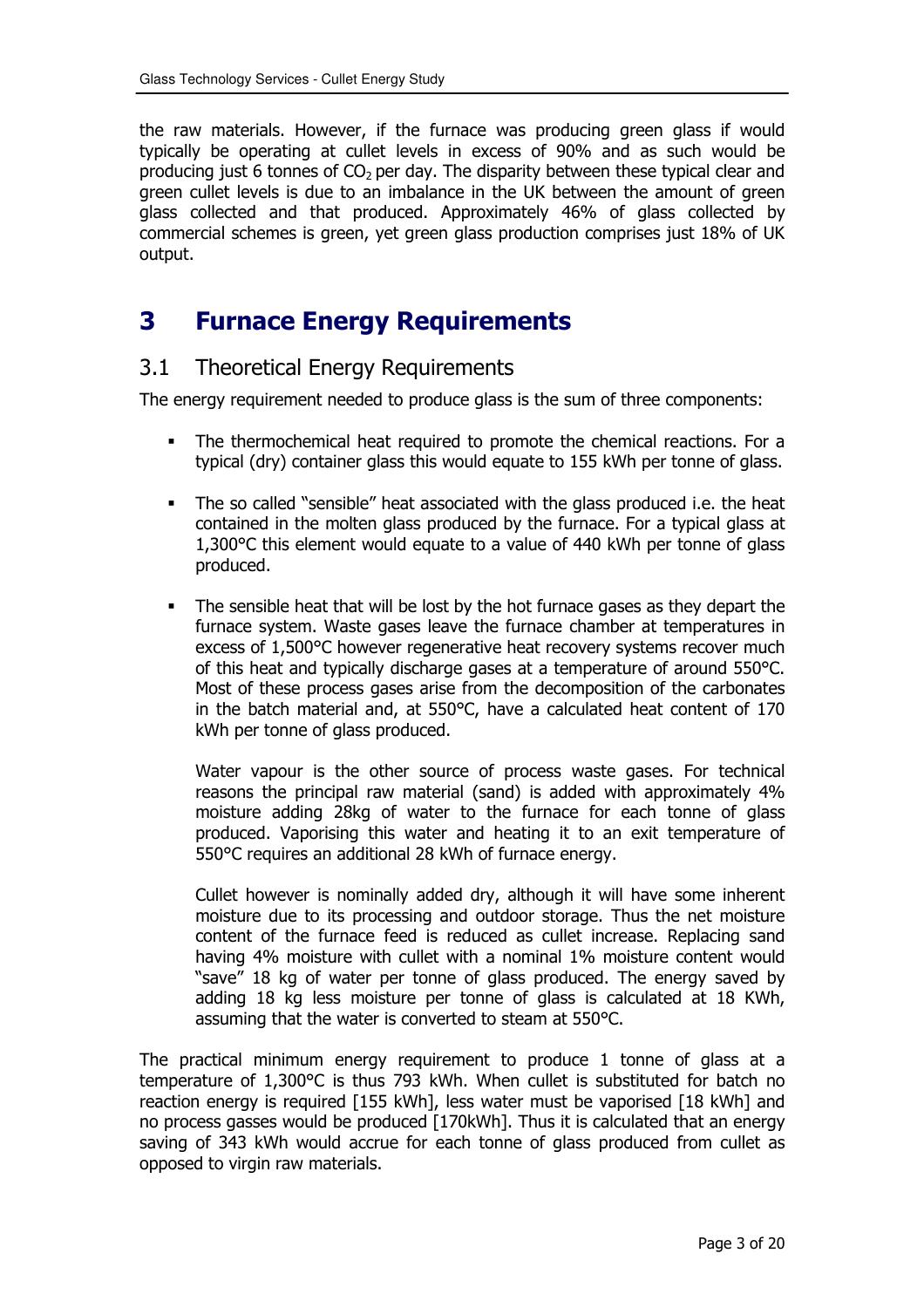the raw materials. However, if the furnace was producing green glass if would typically be operating at cullet levels in excess of 90% and as such would be producing just 6 tonnes of $CO_2$ per day. The disparity between these typical clear and green cullet levels is due to an imbalance in the UK between the amount of green glass collected and that produced. Approximately 46% of glass collected by commercial schemes is green, yet green glass production comprises just 18% of UK output.

# 3 Furnace Energy Requirements

## 3.1 Theoretical Energy Requirements

The energy requirement needed to produce glass is the sum of three components:

- The thermochemical heat required to promote the chemical reactions. For a typical (dry) container glass this would equate to 155 kWh per tonne of glass.

- The so called "sensible" heat associated with the glass produced i.e. the heat contained in the molten glass produced by the furnace. For a typical glass at 1,300°C this element would equate to a value of 440 kWh per tonne of glass produced.

- The sensible heat that will be lost by the hot furnace gases as they depart the furnace system. Waste gases leave the furnace chamber at temperatures in excess of 1,500°C however regenerative heat recovery systems recover much of this heat and typically discharge gases at a temperature of around 550°C. Most of these process gases arise from the decomposition of the carbonates in the batch material and, at 550°C, have a calculated heat content of 170 kWh per tonne of glass produced.

  Water vapour is the other source of process waste gases. For technical reasons the principal raw material (sand) is added with approximately 4% moisture adding 28kg of water to the furnace for each tonne of glass produced. Vaporising this water and heating it to an exit temperature of 550°C requires an additional 28 kWh of furnace energy.

  Cullet however is nominally added dry, although it will have some inherent moisture due to its processing and outdoor storage. Thus the net moisture content of the furnace feed is reduced as cullet increase. Replacing sand having 4% moisture with cullet with a nominal 1% moisture content would "save" 18 kg of water per tonne of glass produced. The energy saved by adding 18 kg less moisture per tonne of glass is calculated at 18 KWh, assuming that the water is converted to steam at 550°C.

The practical minimum energy requirement to produce 1 tonne of glass at a temperature of 1,300°C is thus 793 kWh. When cullet is substituted for batch no reaction energy is required [155 kWh], less water must be vaporised [18 kWh] and no process gasses would be produced [170kWh]. Thus it is calculated that an energy saving of 343 kWh would accrue for each tonne of glass produced from cullet as opposed to virgin raw materials.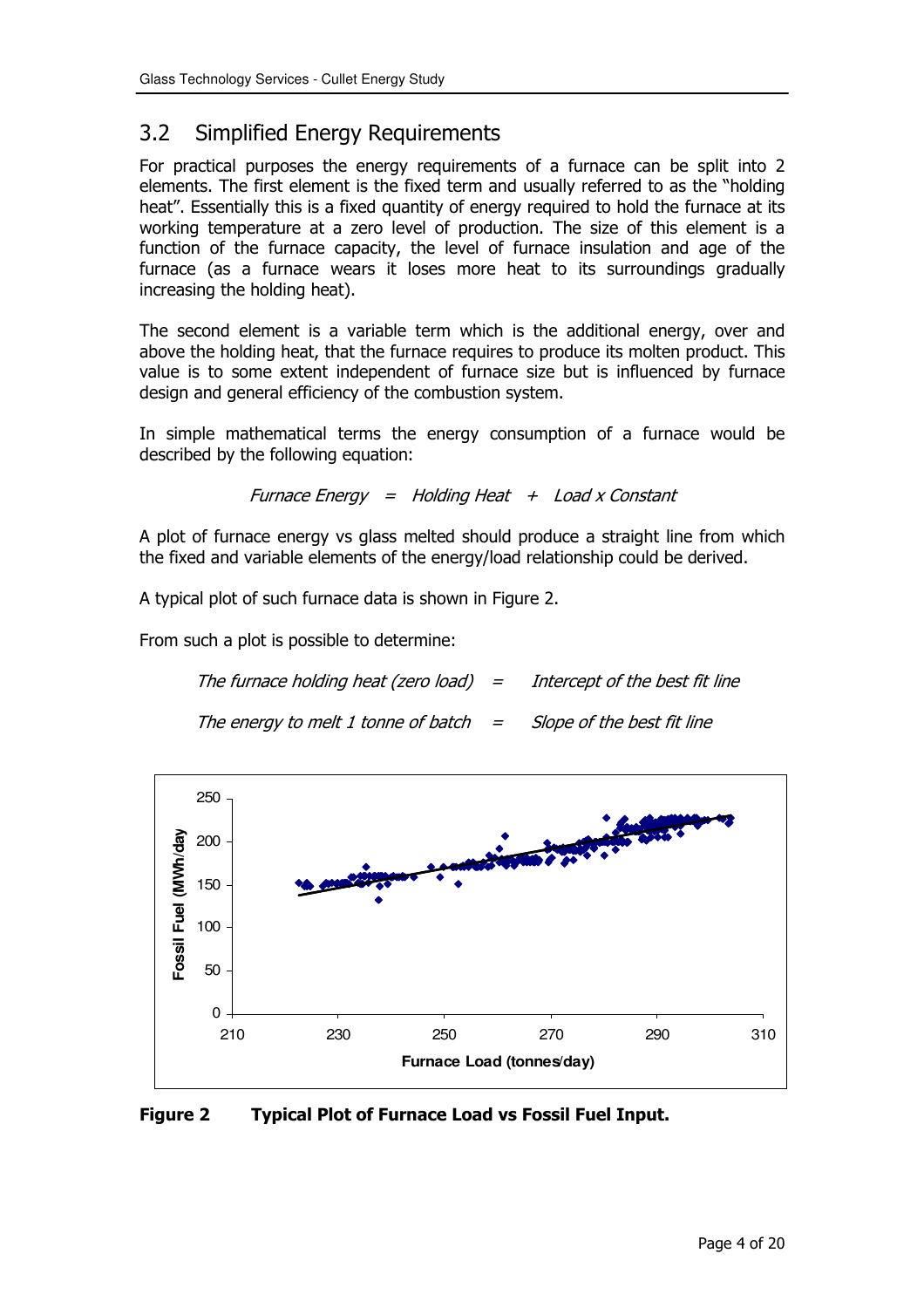## 3.2 Simplified Energy Requirements

For practical purposes the energy requirements of a furnace can be split into 2 elements. The first element is the fixed term and usually referred to as the "holding heat". Essentially this is a fixed quantity of energy required to hold the furnace at its working temperature at a zero level of production. The size of this element is a function of the furnace capacity, the level of furnace insulation and age of the furnace (as a furnace wears it loses more heat to its surroundings gradually increasing the holding heat).

The second element is a variable term which is the additional energy, over and above the holding heat, that the furnace requires to produce its molten product. This value is to some extent independent of furnace size but is influenced by furnace design and general efficiency of the combustion system.

In simple mathematical terms the energy consumption of a furnace would be described by the following equation:

*Furnace Energy = Holding Heat + Load x Constant*

A plot of furnace energy vs glass melted should produce a straight line from which the fixed and variable elements of the energy/load relationship could be derived.

A typical plot of such furnace data is shown in Figure 2.

From such a plot is possible to determine:

*The furnace holding heat (zero load) = Intercept of the best fit line*

*The energy to melt 1 tonne of batch = Slope of the best fit line*

**Figure 2 Typical Plot of Furnace Load vs Fossil Fuel Input.**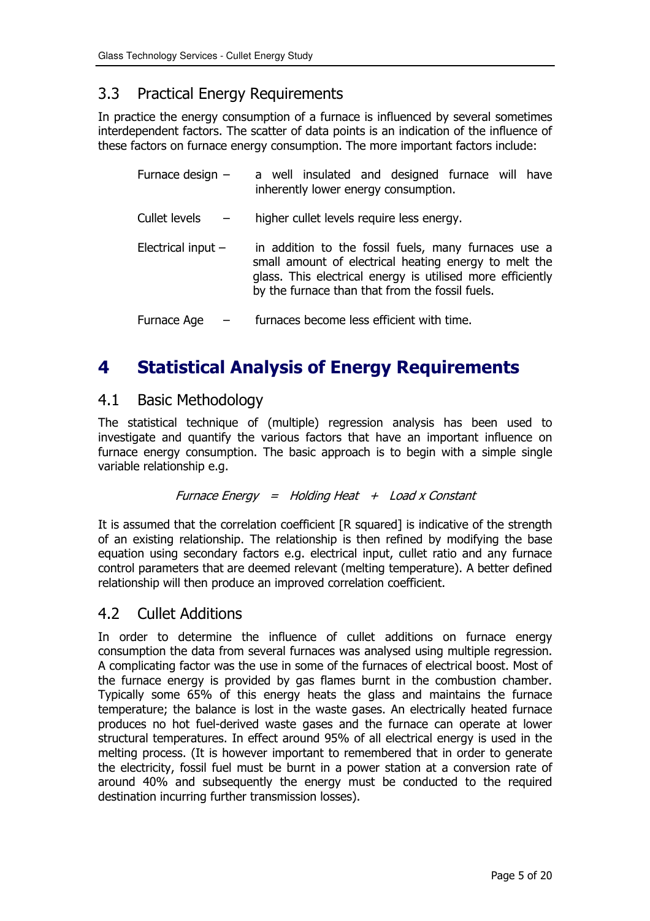## 3.3 Practical Energy Requirements

In practice the energy consumption of a furnace is influenced by several sometimes interdependent factors. The scatter of data points is an indication of the influence of these factors on furnace energy consumption. The more important factors include:

- Furnace design – a well insulated and designed furnace will have inherently lower energy consumption.
- Cullet levels – higher cullet levels require less energy.
- Electrical input – in addition to the fossil fuels, many furnaces use a small amount of electrical heating energy to melt the glass. This electrical energy is utilised more efficiently by the furnace than that from the fossil fuels.
- Furnace Age – furnaces become less efficient with time.

# 4 Statistical Analysis of Energy Requirements

## 4.1 Basic Methodology

The statistical technique of (multiple) regression analysis has been used to investigate and quantify the various factors that have an important influence on furnace energy consumption. The basic approach is to begin with a simple single variable relationship e.g.

*Furnace Energy = Holding Heat + Load x Constant*

It is assumed that the correlation coefficient [R squared] is indicative of the strength of an existing relationship. The relationship is then refined by modifying the base equation using secondary factors e.g. electrical input, cullet ratio and any furnace control parameters that are deemed relevant (melting temperature). A better defined relationship will then produce an improved correlation coefficient.

## 4.2 Cullet Additions

In order to determine the influence of cullet additions on furnace energy consumption the data from several furnaces was analysed using multiple regression. A complicating factor was the use in some of the furnaces of electrical boost. Most of the furnace energy is provided by gas flames burnt in the combustion chamber. Typically some 65% of this energy heats the glass and maintains the furnace temperature; the balance is lost in the waste gases. An electrically heated furnace produces no hot fuel-derived waste gases and the furnace can operate at lower structural temperatures. In effect around 95% of all electrical energy is used in the melting process. (It is however important to remembered that in order to generate the electricity, fossil fuel must be burnt in a power station at a conversion rate of around 40% and subsequently the energy must be conducted to the required destination incurring further transmission losses).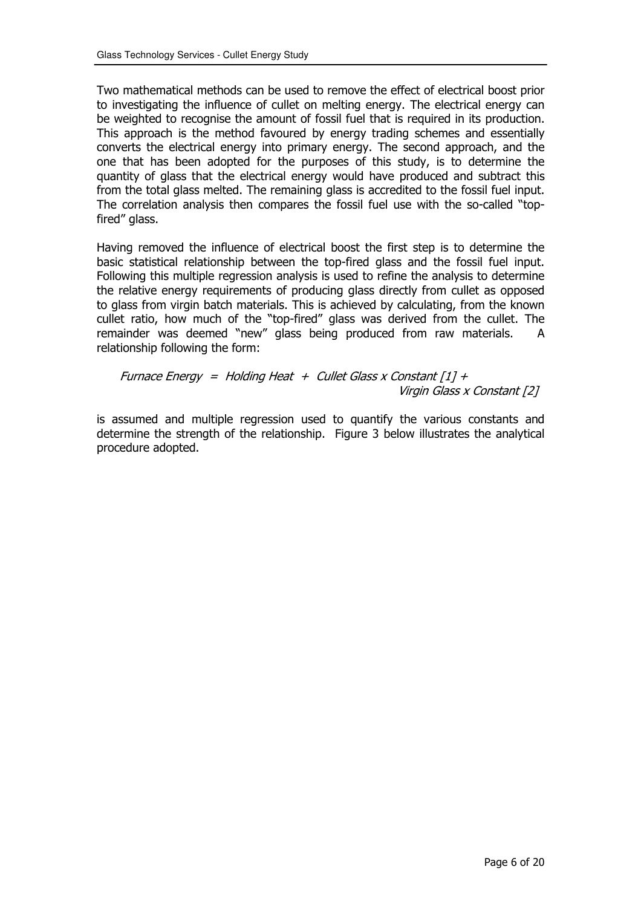Two mathematical methods can be used to remove the effect of electrical boost prior to investigating the influence of cullet on melting energy. The electrical energy can be weighted to recognise the amount of fossil fuel that is required in its production. This approach is the method favoured by energy trading schemes and essentially converts the electrical energy into primary energy. The second approach, and the one that has been adopted for the purposes of this study, is to determine the quantity of glass that the electrical energy would have produced and subtract this from the total glass melted. The remaining glass is accredited to the fossil fuel input. The correlation analysis then compares the fossil fuel use with the so-called "top-fired" glass.

Having removed the influence of electrical boost the first step is to determine the basic statistical relationship between the top-fired glass and the fossil fuel input. Following this multiple regression analysis is used to refine the analysis to determine the relative energy requirements of producing glass directly from cullet as opposed to glass from virgin batch materials. This is achieved by calculating, from the known cullet ratio, how much of the "top-fired" glass was derived from the cullet. The remainder was deemed "new" glass being produced from raw materials. A relationship following the form:

*Furnace Energy = Holding Heat + Cullet Glass x Constant [1] + Virgin Glass x Constant [2]*

is assumed and multiple regression used to quantify the various constants and determine the strength of the relationship. Figure 3 below illustrates the analytical procedure adopted.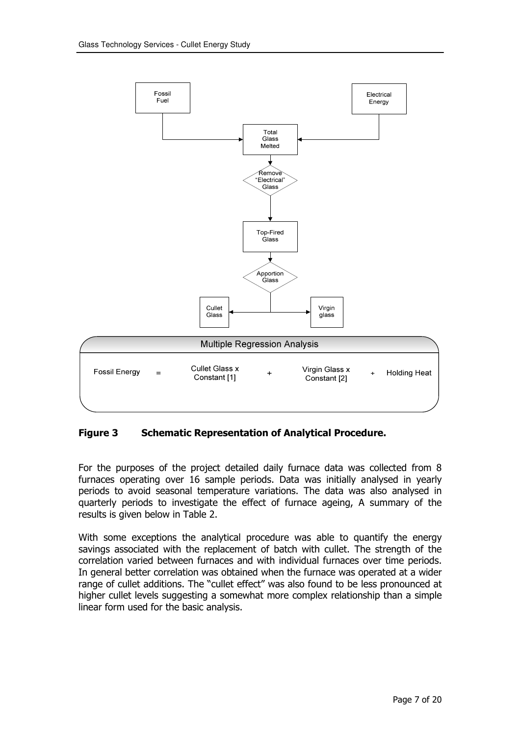Fossil Fuel

Electrical Energy

Total Glass Melted

Remove "Electrical" Glass

Top-Fired Glass

Apportion Glass

Cullet Glass

Virgin glass

Multiple Regression Analysis

Fossil Energy = Cullet Glass x Constant [1] + Virgin Glass x Constant [2] + Holding Heat

**Figure 3 Schematic Representation of Analytical Procedure.**

For the purposes of the project detailed daily furnace data was collected from 8 furnaces operating over 16 sample periods. Data was initially analysed in yearly periods to avoid seasonal temperature variations. The data was also analysed in quarterly periods to investigate the effect of furnace ageing, A summary of the results is given below in Table 2.

With some exceptions the analytical procedure was able to quantify the energy savings associated with the replacement of batch with cullet. The strength of the correlation varied between furnaces and with individual furnaces over time periods. In general better correlation was obtained when the furnace was operated at a wider range of cullet additions. The "cullet effect" was also found to be less pronounced at higher cullet levels suggesting a somewhat more complex relationship than a simple linear form used for the basic analysis.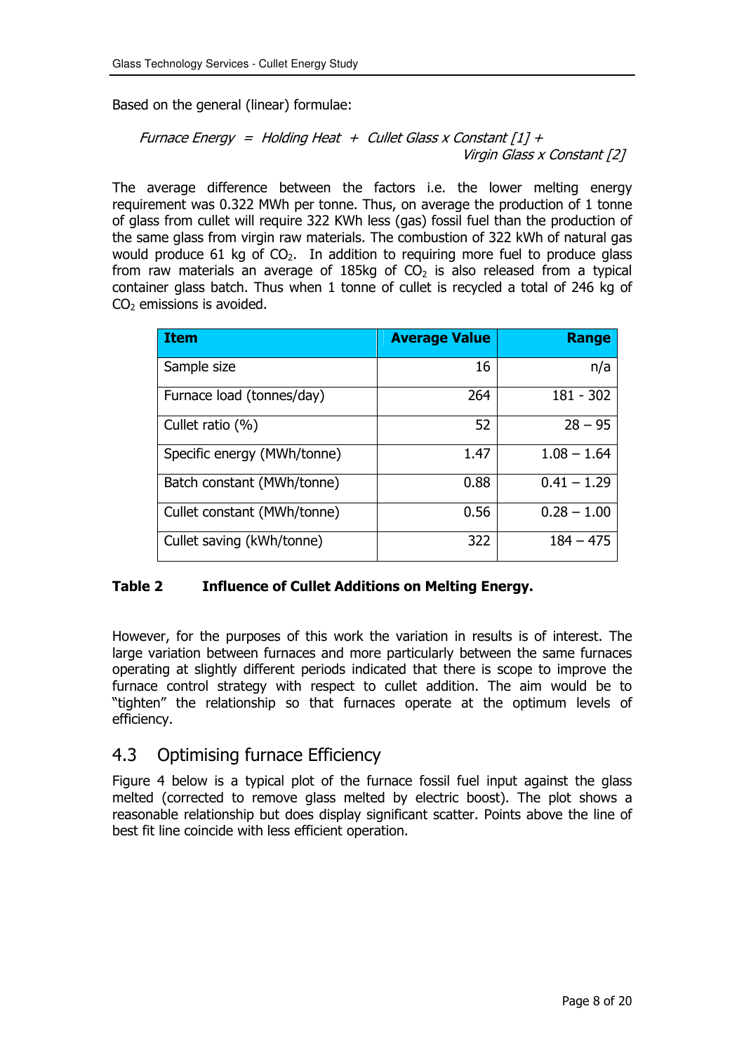Based on the general (linear) formulae:

*Furnace Energy = Holding Heat + Cullet Glass x Constant [1] + Virgin Glass x Constant [2]*

The average difference between the factors i.e. the lower melting energy requirement was 0.322 MWh per tonne. Thus, on average the production of 1 tonne of glass from cullet will require 322 KWh less (gas) fossil fuel than the production of the same glass from virgin raw materials. The combustion of 322 kWh of natural gas would produce 61 kg of $CO_2$. In addition to requiring more fuel to produce glass from raw materials an average of 185kg of $CO_2$ is also released from a typical container glass batch. Thus when 1 tonne of cullet is recycled a total of 246 kg of $CO_2$ emissions is avoided.

| Item | Average Value | Range |
|---|---:|---:|
| Sample size | 16 | n/a |
| Furnace load (tonnes/day) | 264 | 181 - 302 |
| Cullet ratio (%) | 52 | 28 – 95 |
| Specific energy (MWh/tonne) | 1.47 | 1.08 – 1.64 |
| Batch constant (MWh/tonne) | 0.88 | 0.41 – 1.29 |
| Cullet constant (MWh/tonne) | 0.56 | 0.28 – 1.00 |
| Cullet saving (kWh/tonne) | 322 | 184 – 475 |

**Table 2 Influence of Cullet Additions on Melting Energy.**

However, for the purposes of this work the variation in results is of interest. The large variation between furnaces and more particularly between the same furnaces operating at slightly different periods indicated that there is scope to improve the furnace control strategy with respect to cullet addition. The aim would be to "tighten" the relationship so that furnaces operate at the optimum levels of efficiency.

## 4.3 Optimising furnace Efficiency

Figure 4 below is a typical plot of the furnace fossil fuel input against the glass melted (corrected to remove glass melted by electric boost). The plot shows a reasonable relationship but does display significant scatter. Points above the line of best fit line coincide with less efficient operation.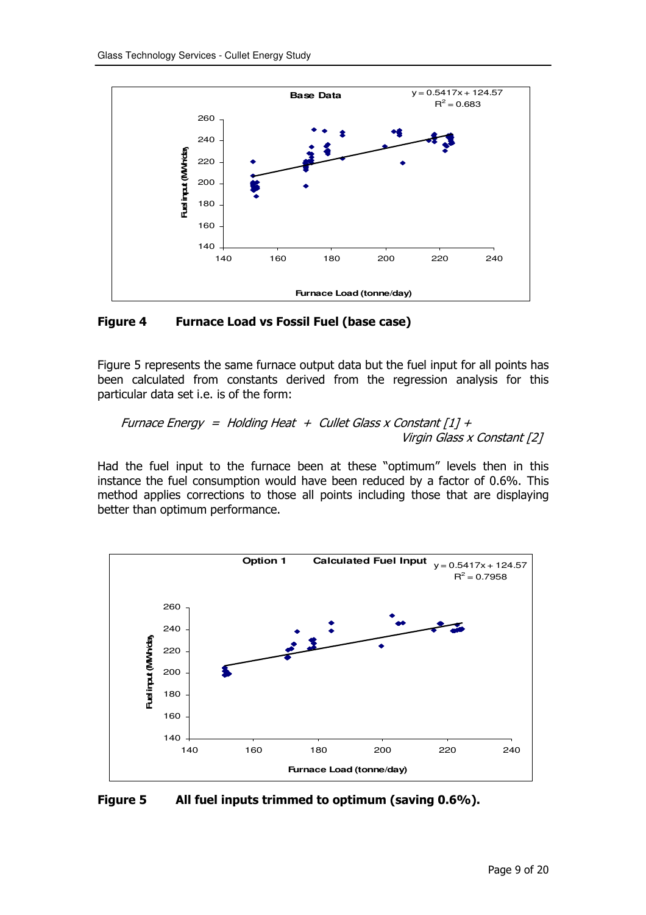**Figure 4 Furnace Load vs Fossil Fuel (base case)**

Figure 5 represents the same furnace output data but the fuel input for all points has been calculated from constants derived from the regression analysis for this particular data set i.e. is of the form:

*Furnace Energy = Holding Heat + Cullet Glass x Constant [1] + Virgin Glass x Constant [2]*

Had the fuel input to the furnace been at these "optimum" levels then in this instance the fuel consumption would have been reduced by a factor of 0.6%. This method applies corrections to those all points including those that are displaying better than optimum performance.

**Figure 5 All fuel inputs trimmed to optimum (saving 0.6%).**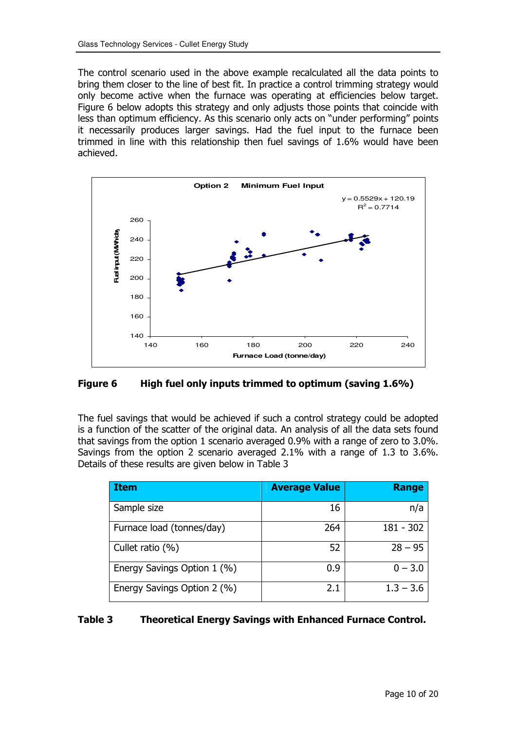The control scenario used in the above example recalculated all the data points to bring them closer to the line of best fit. In practice a control trimming strategy would only become active when the furnace was operating at efficiencies below target. Figure 6 below adopts this strategy and only adjusts those points that coincide with less than optimum efficiency. As this scenario only acts on "under performing" points it necessarily produces larger savings. Had the fuel input to the furnace been trimmed in line with this relationship then fuel savings of 1.6% would have been achieved.

**Figure 6 High fuel only inputs trimmed to optimum (saving 1.6%)**

The fuel savings that would be achieved if such a control strategy could be adopted is a function of the scatter of the original data. An analysis of all the data sets found that savings from the option 1 scenario averaged 0.9% with a range of zero to 3.0%. Savings from the option 2 scenario averaged 2.1% with a range of 1.3 to 3.6%. Details of these results are given below in Table 3

| Item | Average Value | Range |
|---|---|---|
| Sample size | 16 | n/a |
| Furnace load (tonnes/day) | 264 | 181 - 302 |
| Cullet ratio (%) | 52 | 28 – 95 |
| Energy Savings Option 1 (%) | 0.9 | 0 – 3.0 |
| Energy Savings Option 2 (%) | 2.1 | 1.3 – 3.6 |

**Table 3 Theoretical Energy Savings with Enhanced Furnace Control.**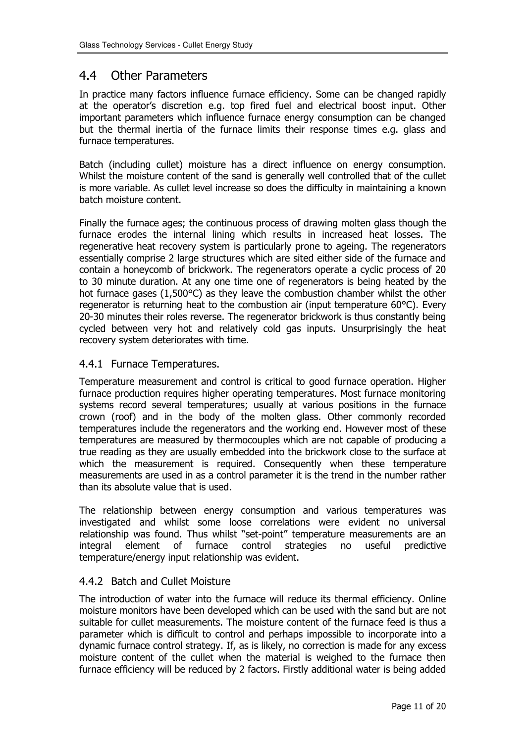## 4.4 Other Parameters

In practice many factors influence furnace efficiency. Some can be changed rapidly at the operator's discretion e.g. top fired fuel and electrical boost input. Other important parameters which influence furnace energy consumption can be changed but the thermal inertia of the furnace limits their response times e.g. glass and furnace temperatures.

Batch (including cullet) moisture has a direct influence on energy consumption. Whilst the moisture content of the sand is generally well controlled that of the cullet is more variable. As cullet level increase so does the difficulty in maintaining a known batch moisture content.

Finally the furnace ages; the continuous process of drawing molten glass though the furnace erodes the internal lining which results in increased heat losses. The regenerative heat recovery system is particularly prone to ageing. The regenerators essentially comprise 2 large structures which are sited either side of the furnace and contain a honeycomb of brickwork. The regenerators operate a cyclic process of 20 to 30 minute duration. At any one time one of regenerators is being heated by the hot furnace gases (1,500°C) as they leave the combustion chamber whilst the other regenerator is returning heat to the combustion air (input temperature 60°C). Every 20-30 minutes their roles reverse. The regenerator brickwork is thus constantly being cycled between very hot and relatively cold gas inputs. Unsurprisingly the heat recovery system deteriorates with time.

### 4.4.1 Furnace Temperatures.

Temperature measurement and control is critical to good furnace operation. Higher furnace production requires higher operating temperatures. Most furnace monitoring systems record several temperatures; usually at various positions in the furnace crown (roof) and in the body of the molten glass. Other commonly recorded temperatures include the regenerators and the working end. However most of these temperatures are measured by thermocouples which are not capable of producing a true reading as they are usually embedded into the brickwork close to the surface at which the measurement is required. Consequently when these temperature measurements are used in as a control parameter it is the trend in the number rather than its absolute value that is used.

The relationship between energy consumption and various temperatures was investigated and whilst some loose correlations were evident no universal relationship was found. Thus whilst "set-point" temperature measurements are an integral element of furnace control strategies no useful predictive temperature/energy input relationship was evident.

### 4.4.2 Batch and Cullet Moisture

The introduction of water into the furnace will reduce its thermal efficiency. Online moisture monitors have been developed which can be used with the sand but are not suitable for cullet measurements. The moisture content of the furnace feed is thus a parameter which is difficult to control and perhaps impossible to incorporate into a dynamic furnace control strategy. If, as is likely, no correction is made for any excess moisture content of the cullet when the material is weighed to the furnace then furnace efficiency will be reduced by 2 factors. Firstly additional water is being added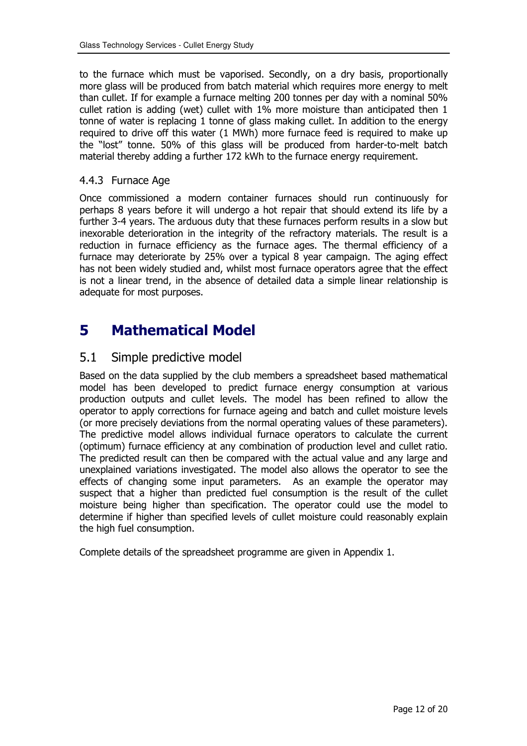to the furnace which must be vaporised. Secondly, on a dry basis, proportionally more glass will be produced from batch material which requires more energy to melt than cullet. If for example a furnace melting 200 tonnes per day with a nominal 50% cullet ration is adding (wet) cullet with 1% more moisture than anticipated then 1 tonne of water is replacing 1 tonne of glass making cullet. In addition to the energy required to drive off this water (1 MWh) more furnace feed is required to make up the "lost" tonne. 50% of this glass will be produced from harder-to-melt batch material thereby adding a further 172 kWh to the furnace energy requirement.

### 4.4.3 Furnace Age

Once commissioned a modern container furnaces should run continuously for perhaps 8 years before it will undergo a hot repair that should extend its life by a further 3-4 years. The arduous duty that these furnaces perform results in a slow but inexorable deterioration in the integrity of the refractory materials. The result is a reduction in furnace efficiency as the furnace ages. The thermal efficiency of a furnace may deteriorate by 25% over a typical 8 year campaign. The aging effect has not been widely studied and, whilst most furnace operators agree that the effect is not a linear trend, in the absence of detailed data a simple linear relationship is adequate for most purposes.

# 5 Mathematical Model

## 5.1 Simple predictive model

Based on the data supplied by the club members a spreadsheet based mathematical model has been developed to predict furnace energy consumption at various production outputs and cullet levels. The model has been refined to allow the operator to apply corrections for furnace ageing and batch and cullet moisture levels (or more precisely deviations from the normal operating values of these parameters). The predictive model allows individual furnace operators to calculate the current (optimum) furnace efficiency at any combination of production level and cullet ratio. The predicted result can then be compared with the actual value and any large and unexplained variations investigated. The model also allows the operator to see the effects of changing some input parameters. As an example the operator may suspect that a higher than predicted fuel consumption is the result of the cullet moisture being higher than specification. The operator could use the model to determine if higher than specified levels of cullet moisture could reasonably explain the high fuel consumption.

Complete details of the spreadsheet programme are given in Appendix 1.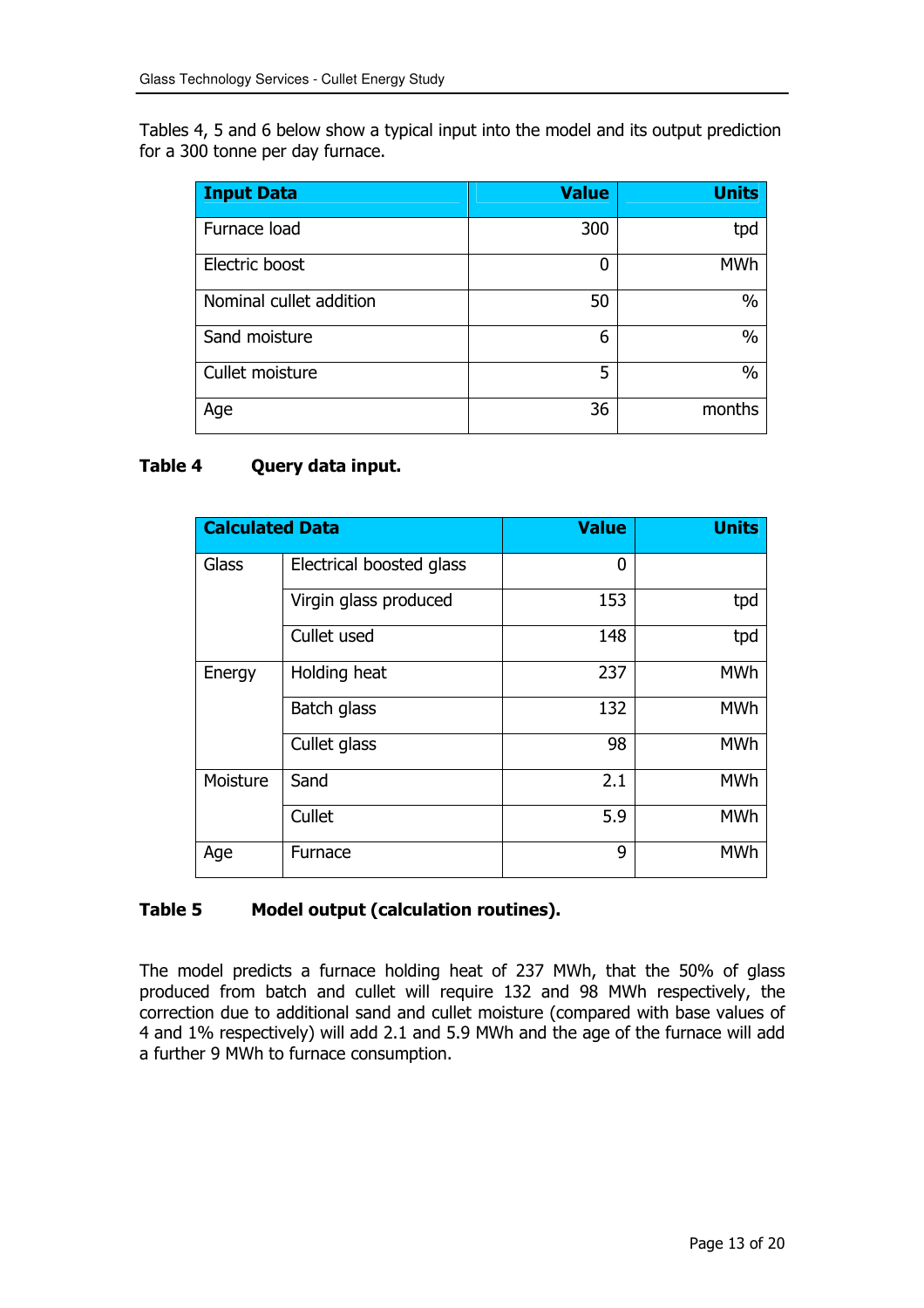Tables 4, 5 and 6 below show a typical input into the model and its output prediction for a 300 tonne per day furnace.

| Input Data | Value | Units |
|---|---|---|
| Furnace load | 300 | tpd |
| Electric boost | 0 | MWh |
| Nominal cullet addition | 50 | % |
| Sand moisture | 6 | % |
| Cullet moisture | 5 | % |
| Age | 36 | months |

**Table 4 Query data input.**

| Calculated Data | | Value | Units |
|---|---|---|---|
| Glass | Electrical boosted glass | 0 | |
| | Virgin glass produced | 153 | tpd |
| | Cullet used | 148 | tpd |
| Energy | Holding heat | 237 | MWh |
| | Batch glass | 132 | MWh |
| | Cullet glass | 98 | MWh |
| Moisture | Sand | 2.1 | MWh |
| | Cullet | 5.9 | MWh |
| Age | Furnace | 9 | MWh |

**Table 5 Model output (calculation routines).**

The model predicts a furnace holding heat of 237 MWh, that the 50% of glass produced from batch and cullet will require 132 and 98 MWh respectively, the correction due to additional sand and cullet moisture (compared with base values of 4 and 1% respectively) will add 2.1 and 5.9 MWh and the age of the furnace will add a further 9 MWh to furnace consumption.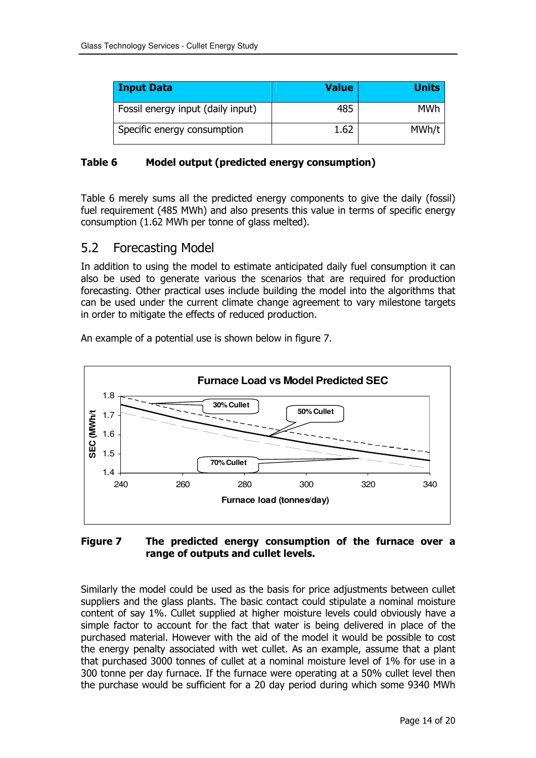| Input Data | Value | Units |
|---|---:|---:|
| Fossil energy input (daily input) | 485 | MWh |
| Specific energy consumption | 1.62 | MWh/t |

**Table 6 Model output (predicted energy consumption)**

Table 6 merely sums all the predicted energy components to give the daily (fossil) fuel requirement (485 MWh) and also presents this value in terms of specific energy consumption (1.62 MWh per tonne of glass melted).

## 5.2 Forecasting Model

In addition to using the model to estimate anticipated daily fuel consumption it can also be used to generate various the scenarios that are required for production forecasting. Other practical uses include building the model into the algorithms that can be used under the current climate change agreement to vary milestone targets in order to mitigate the effects of reduced production.

An example of a potential use is shown below in figure 7.

**Figure 7 The predicted energy consumption of the furnace over a range of outputs and cullet levels.**

Similarly the model could be used as the basis for price adjustments between cullet suppliers and the glass plants. The basic contact could stipulate a nominal moisture content of say 1%. Cullet supplied at higher moisture levels could obviously have a simple factor to account for the fact that water is being delivered in place of the purchased material. However with the aid of the model it would be possible to cost the energy penalty associated with wet cullet. As an example, assume that a plant that purchased 3000 tonnes of cullet at a nominal moisture level of 1% for use in a 300 tonne per day furnace. If the furnace were operating at a 50% cullet level then the purchase would be sufficient for a 20 day period during which some 9340 MWh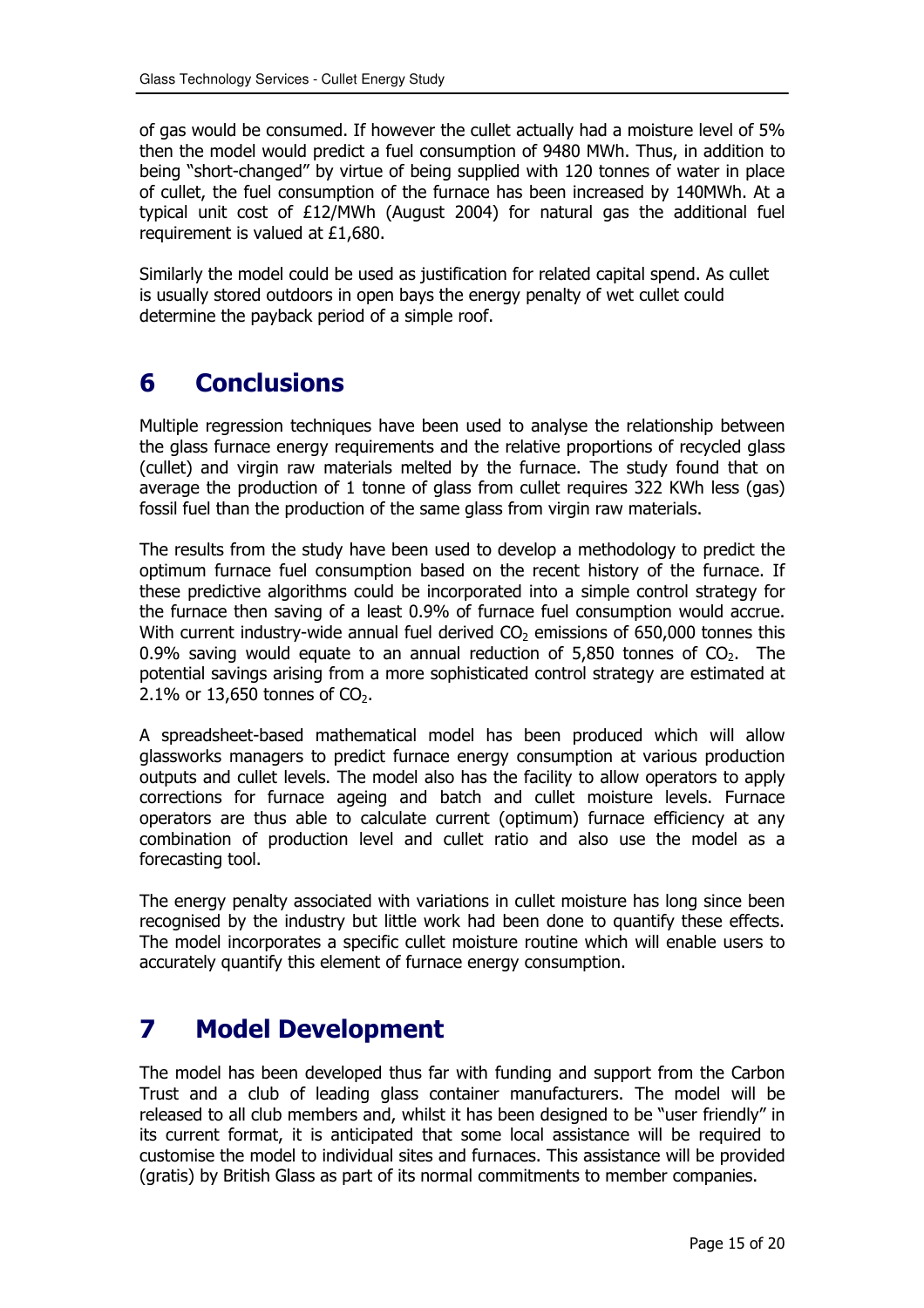of gas would be consumed. If however the cullet actually had a moisture level of 5% then the model would predict a fuel consumption of 9480 MWh. Thus, in addition to being "short-changed" by virtue of being supplied with 120 tonnes of water in place of cullet, the fuel consumption of the furnace has been increased by 140MWh. At a typical unit cost of £12/MWh (August 2004) for natural gas the additional fuel requirement is valued at £1,680.

Similarly the model could be used as justification for related capital spend. As cullet is usually stored outdoors in open bays the energy penalty of wet cullet could determine the payback period of a simple roof.

# 6 Conclusions

Multiple regression techniques have been used to analyse the relationship between the glass furnace energy requirements and the relative proportions of recycled glass (cullet) and virgin raw materials melted by the furnace. The study found that on average the production of 1 tonne of glass from cullet requires 322 KWh less (gas) fossil fuel than the production of the same glass from virgin raw materials.

The results from the study have been used to develop a methodology to predict the optimum furnace fuel consumption based on the recent history of the furnace. If these predictive algorithms could be incorporated into a simple control strategy for the furnace then saving of a least 0.9% of furnace fuel consumption would accrue. With current industry-wide annual fuel derived $CO_2$ emissions of 650,000 tonnes this 0.9% saving would equate to an annual reduction of 5,850 tonnes of $CO_2$. The potential savings arising from a more sophisticated control strategy are estimated at 2.1% or 13,650 tonnes of $CO_2$.

A spreadsheet-based mathematical model has been produced which will allow glassworks managers to predict furnace energy consumption at various production outputs and cullet levels. The model also has the facility to allow operators to apply corrections for furnace ageing and batch and cullet moisture levels. Furnace operators are thus able to calculate current (optimum) furnace efficiency at any combination of production level and cullet ratio and also use the model as a forecasting tool.

The energy penalty associated with variations in cullet moisture has long since been recognised by the industry but little work had been done to quantify these effects. The model incorporates a specific cullet moisture routine which will enable users to accurately quantify this element of furnace energy consumption.

# 7 Model Development

The model has been developed thus far with funding and support from the Carbon Trust and a club of leading glass container manufacturers. The model will be released to all club members and, whilst it has been designed to be "user friendly" in its current format, it is anticipated that some local assistance will be required to customise the model to individual sites and furnaces. This assistance will be provided (gratis) by British Glass as part of its normal commitments to member companies.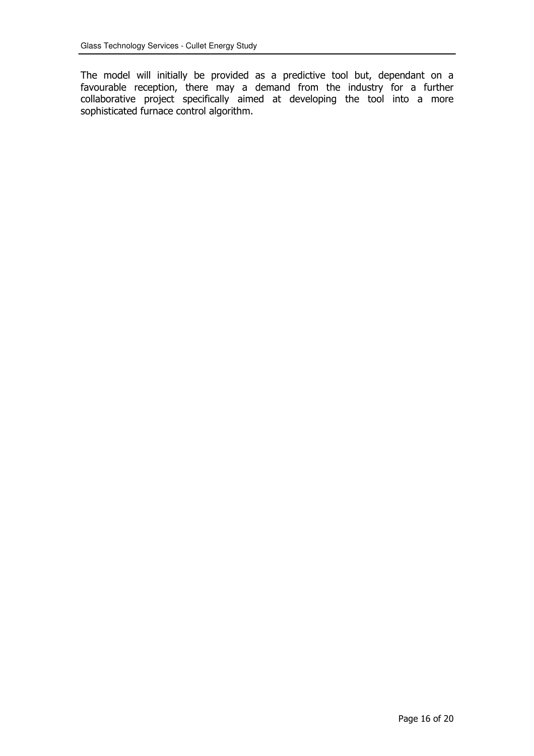The model will initially be provided as a predictive tool but, dependant on a favourable reception, there may a demand from the industry for a further collaborative project specifically aimed at developing the tool into a more sophisticated furnace control algorithm.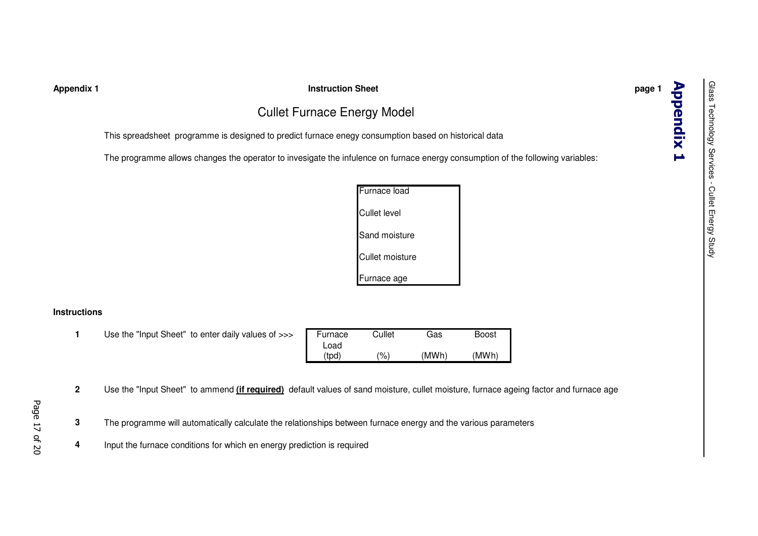**Appendix 1** **Instruction Sheet** **page 1**

# Cullet Furnace Energy Model

This spreadsheet programme is designed to predict furnace enegy consumption based on historical data

The programme allows changes the operator to invesigate the infulence on furnace energy consumption of the following variables:

| |
|---|
| Furnace load |
| Cullet level |
| Sand moisture |
| Cullet moisture |
| Furnace age |

**Instructions**

**1** Use the "Input Sheet" to enter daily values of >>>

| Furnace Load (tpd) | Cullet (%) | Gas (MWh) | Boost (MWh) |
|---|---|---|---|

**2** Use the "Input Sheet" to ammend **(if required)** default values of sand moisture, cullet moisture, furnace ageing factor and furnace age

**3** The programme will automatically calculate the relationships between furnace energy and the various parameters

**4** Input the furnace conditions for which en energy prediction is required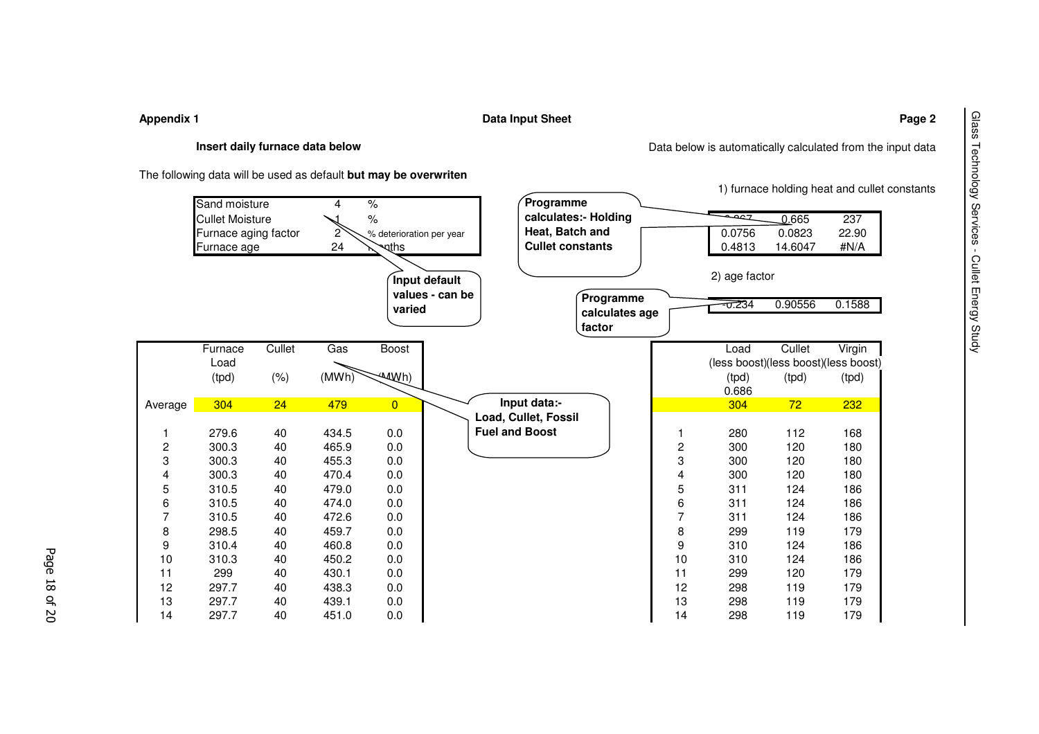**Appendix 1** **Data Input Sheet**

**Insert daily furnace data below**

Data below is automatically calculated from the input data

The following data will be used as default **but may be overwriten**

| | | |
|---|---|---|
| Sand moisture | 4 | % |
| Cullet Moisture | 1 | % |
| Furnace aging factor | 2 | % deterioration per year |
| Furnace age | 24 | months |

**Input default values - can be varied**

1) furnace holding heat and cullet constants

**Programme calculates:- Holding Heat, Batch and Cullet constants**

| | | |
|---|---|---|
| 0.867 | 0.665 | 237 |
| 0.0756 | 0.0823 | 22.90 |
| 0.4813 | 14.6047 | #N/A |

2) age factor

**Programme calculates age factor**

| | | |
|---|---|---|
| -0.234 | 0.90556 | 0.1588 |

**Input data:- Load, Cullet, Fossil Fuel and Boost**

| | Furnace Load (tpd) | Cullet (%) | Gas (MWh) | Boost (MWh) |
|---|---|---|---|---|
| Average | 304 | 24 | 479 | 0 |
| 1 | 279.6 | 40 | 434.5 | 0.0 |
| 2 | 300.3 | 40 | 465.9 | 0.0 |
| 3 | 300.3 | 40 | 455.3 | 0.0 |
| 4 | 300.3 | 40 | 470.4 | 0.0 |
| 5 | 310.5 | 40 | 479.0 | 0.0 |
| 6 | 310.5 | 40 | 474.0 | 0.0 |
| 7 | 310.5 | 40 | 472.6 | 0.0 |
| 8 | 298.5 | 40 | 459.7 | 0.0 |
| 9 | 310.4 | 40 | 460.8 | 0.0 |
| 10 | 310.3 | 40 | 450.2 | 0.0 |
| 11 | 299 | 40 | 430.1 | 0.0 |
| 12 | 297.7 | 40 | 438.3 | 0.0 |
| 13 | 297.7 | 40 | 439.1 | 0.0 |
| 14 | 297.7 | 40 | 451.0 | 0.0 |

| | Load (less boost) (tpd) | Cullet (less boost) (tpd) | Virgin (less boost) (tpd) |
|---|---|---|---|
| | 0.686 | | |
| | 304 | 72 | 232 |
| 1 | 280 | 112 | 168 |
| 2 | 300 | 120 | 180 |
| 3 | 300 | 120 | 180 |
| 4 | 300 | 120 | 180 |
| 5 | 311 | 124 | 186 |
| 6 | 311 | 124 | 186 |
| 7 | 311 | 124 | 186 |
| 8 | 299 | 119 | 179 |
| 9 | 310 | 124 | 186 |
| 10 | 310 | 124 | 186 |
| 11 | 299 | 120 | 179 |
| 12 | 298 | 119 | 179 |
| 13 | 298 | 119 | 179 |
| 14 | 298 | 119 | 179 |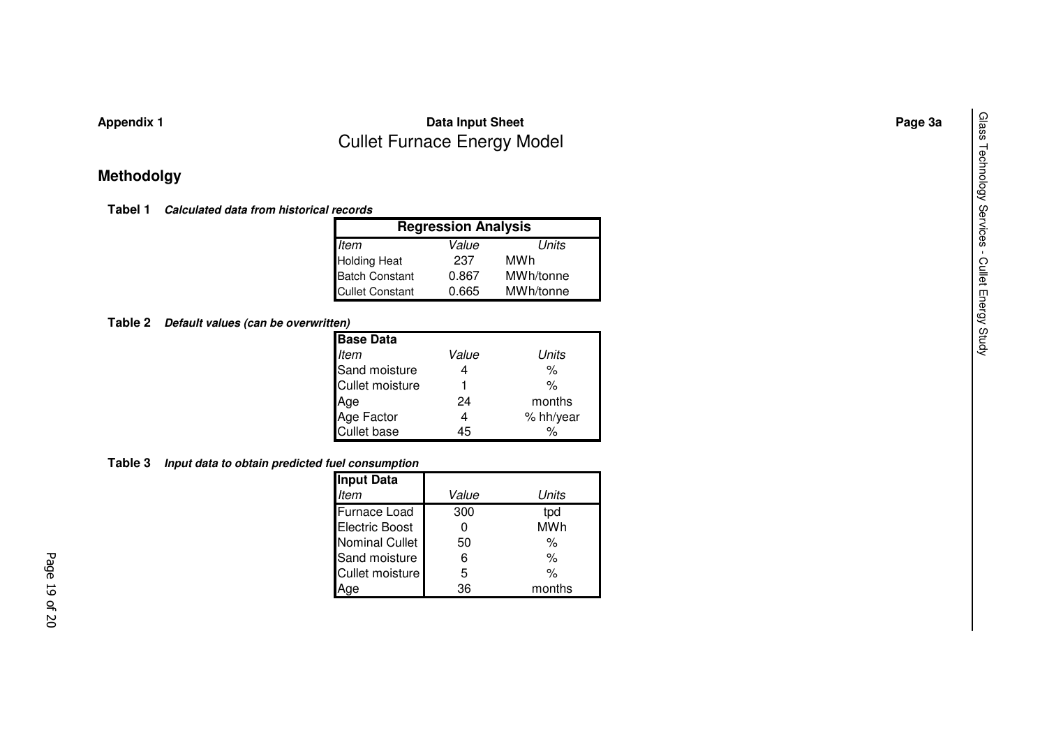**Appendix 1** **Data Input Sheet** **Page 3a**

# Cullet Furnace Energy Model

## Methodolgy

**Tabel 1** ***Calculated data from historical records***

| **Regression Analysis** | | |
|---|---|---|
| *Item* | *Value* | *Units* |
| Holding Heat | 237 | MWh |
| Batch Constant | 0.867 | MWh/tonne |
| Cullet Constant | 0.665 | MWh/tonne |

**Table 2** ***Default values (can be overwritten)***

| **Base Data** | | |
|---|---|---|
| *Item* | *Value* | *Units* |
| Sand moisture | 4 | % |
| Cullet moisture | 1 | % |
| Age | 24 | months |
| Age Factor | 4 | % hh/year |
| Cullet base | 45 | % |

**Table 3** ***Input data to obtain predicted fuel consumption***

| **Input Data** | | |
|---|---|---|
| *Item* | *Value* | *Units* |
| Furnace Load | 300 | tpd |
| Electric Boost | 0 | MWh |
| Nominal Cullet | 50 | % |
| Sand moisture | 6 | % |
| Cullet moisture | 5 | % |
| Age | 36 | months |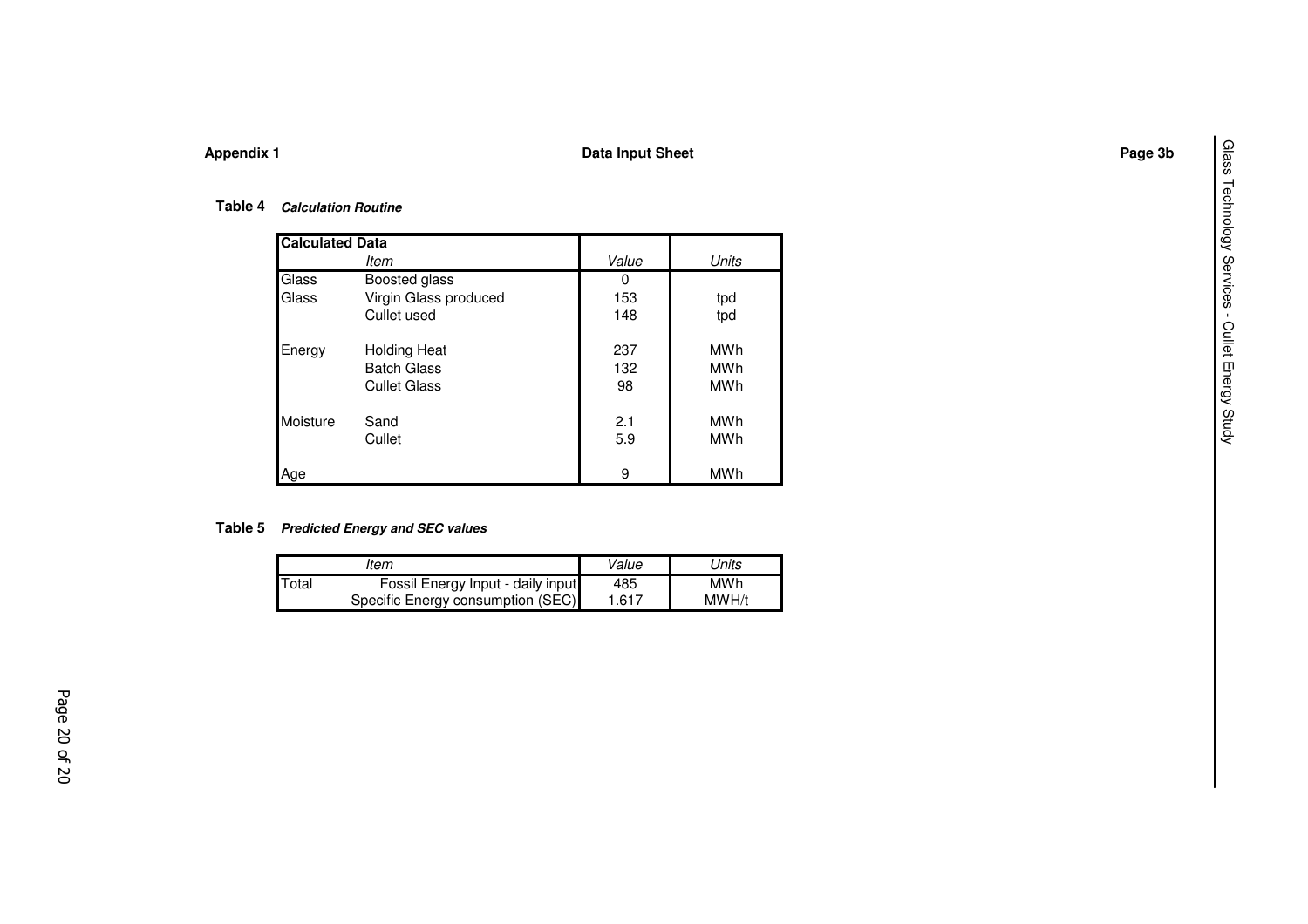Appendix 1

**Data Input Sheet**

**Table 4** ***Calculation Routine***

| **Calculated Data** | *Item* | *Value* | *Units* |
|---|---|---|---|
| Glass | Boosted glass | 0 | |
| Glass | Virgin Glass produced | 153 | tpd |
| | Cullet used | 148 | tpd |
| Energy | Holding Heat | 237 | MWh |
| | Batch Glass | 132 | MWh |
| | Cullet Glass | 98 | MWh |
| Moisture | Sand | 2.1 | MWh |
| | Cullet | 5.9 | MWh |
| Age | | 9 | MWh |

**Table 5** ***Predicted Energy and SEC values***

| | *Item* | *Value* | *Units* |
|---|---|---|---|
| Total | Fossil Energy Input - daily input | 485 | MWh |
| | Specific Energy consumption (SEC) | 1.617 | MWH/t |